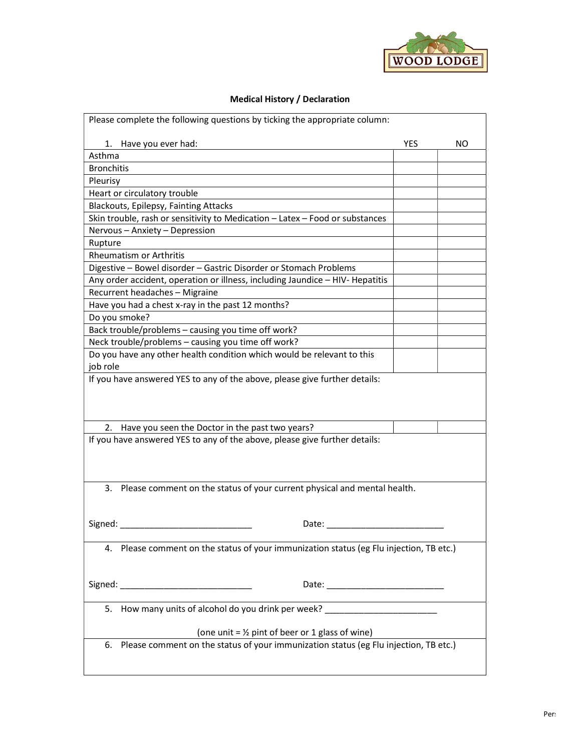**Medical History / Declaration**

Please complete the following questions by ticking the appropriate column:

| 1. Have you ever had: | YES | NO |
|---|---|---|
| Asthma | | |
| Bronchitis | | |
| Pleurisy | | |
| Heart or circulatory trouble | | |
| Blackouts, Epilepsy, Fainting Attacks | | |
| Skin trouble, rash or sensitivity to Medication – Latex – Food or substances | | |
| Nervous – Anxiety – Depression | | |
| Rupture | | |
| Rheumatism or Arthritis | | |
| Digestive – Bowel disorder – Gastric Disorder or Stomach Problems | | |
| Any order accident, operation or illness, including Jaundice – HIV- Hepatitis | | |
| Recurrent headaches – Migraine | | |
| Have you had a chest x-ray in the past 12 months? | | |
| Do you smoke? | | |
| Back trouble/problems – causing you time off work? | | |
| Neck trouble/problems – causing you time off work? | | |
| Do you have any other health condition which would be relevant to this job role | | |

If you have answered YES to any of the above, please give further details:

| | | |
|---|---|---|
| 2. Have you seen the Doctor in the past two years? | | |

If you have answered YES to any of the above, please give further details:

3. Please comment on the status of your current physical and mental health.

Signed: ___________________________ Date: ________________________

4. Please comment on the status of your immunization status (eg Flu injection, TB etc.)

Signed: ___________________________ Date: ________________________

5. How many units of alcohol do you drink per week? _______________________

(one unit = ½ pint of beer or 1 glass of wine)

6. Please comment on the status of your immunization status (eg Flu injection, TB etc.)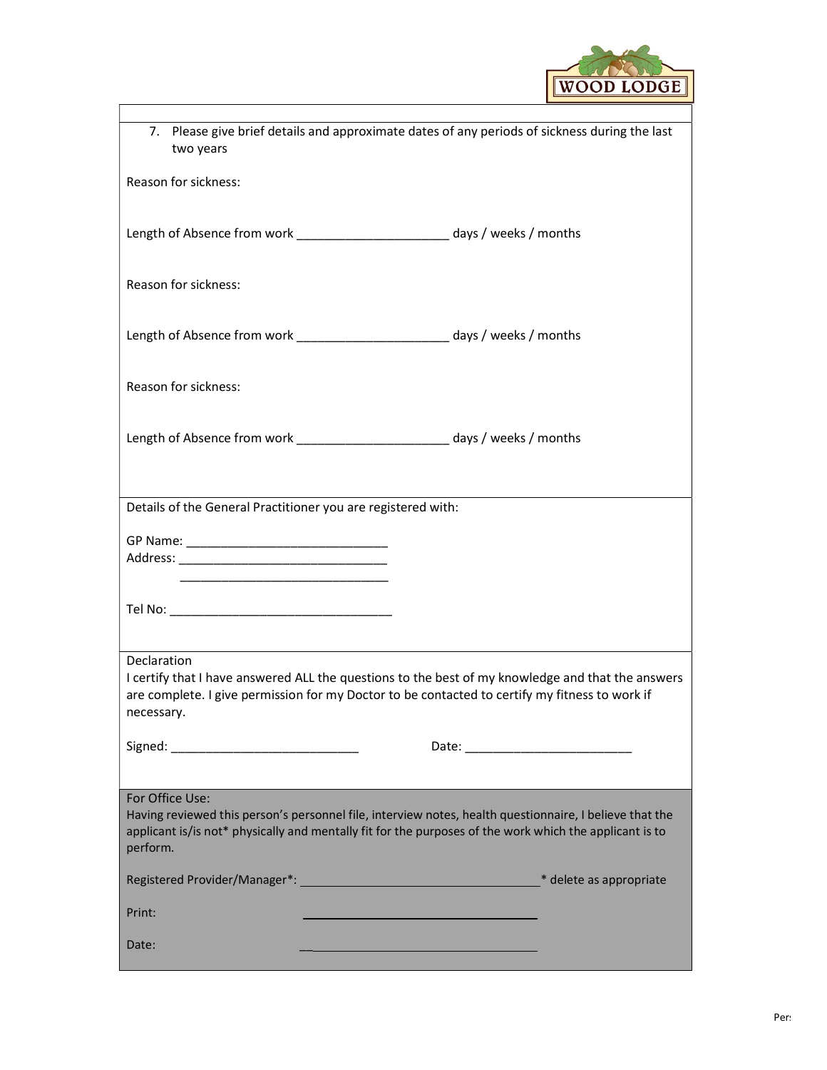7. Please give brief details and approximate dates of any periods of sickness during the last two years

Reason for sickness:

Length of Absence from work ______________________ days / weeks / months

Reason for sickness:

Length of Absence from work ______________________ days / weeks / months

Reason for sickness:

Length of Absence from work ______________________ days / weeks / months

Details of the General Practitioner you are registered with:

GP Name: ______________________________
Address: ______________________________
______________________________

Tel No: _________________________________

Declaration
I certify that I have answered ALL the questions to the best of my knowledge and that the answers are complete. I give permission for my Doctor to be contacted to certify my fitness to work if necessary.

Signed: ____________________________ Date: _________________________

For Office Use:
Having reviewed this person's personnel file, interview notes, health questionnaire, I believe that the applicant is/is not* physically and mentally fit for the purposes of the work which the applicant is to perform.

Registered Provider/Manager*: ___________________________________* delete as appropriate

Print: ___________________________________

Date: ___________________________________